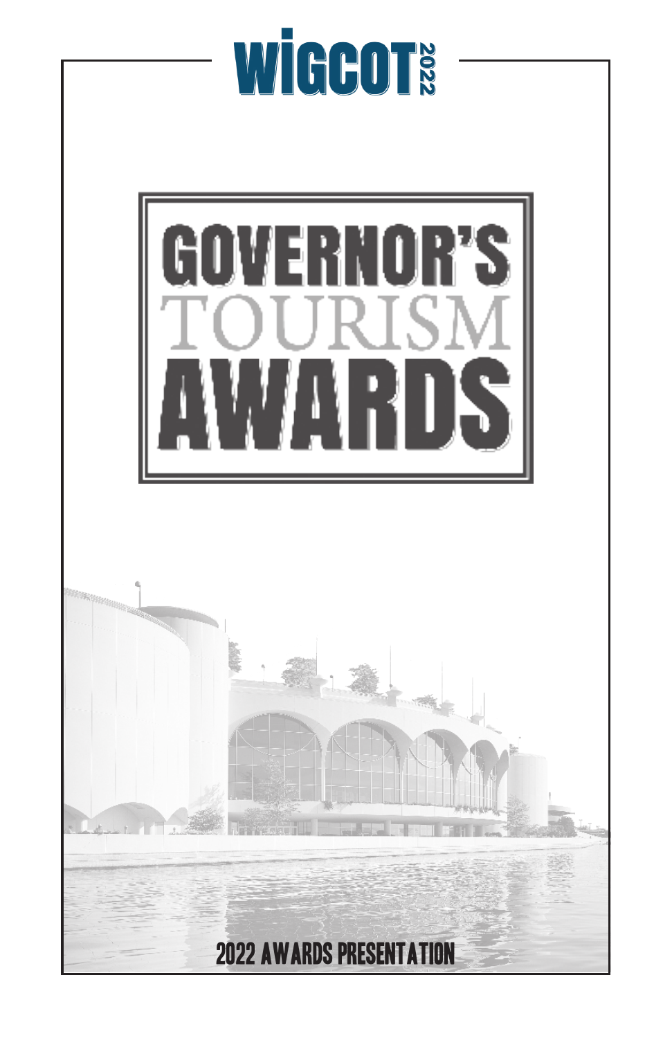# WIGCOT 2022

# GOVERNOR'S TOURISM AWARDS

## 2022 AWARDS PRESENTATION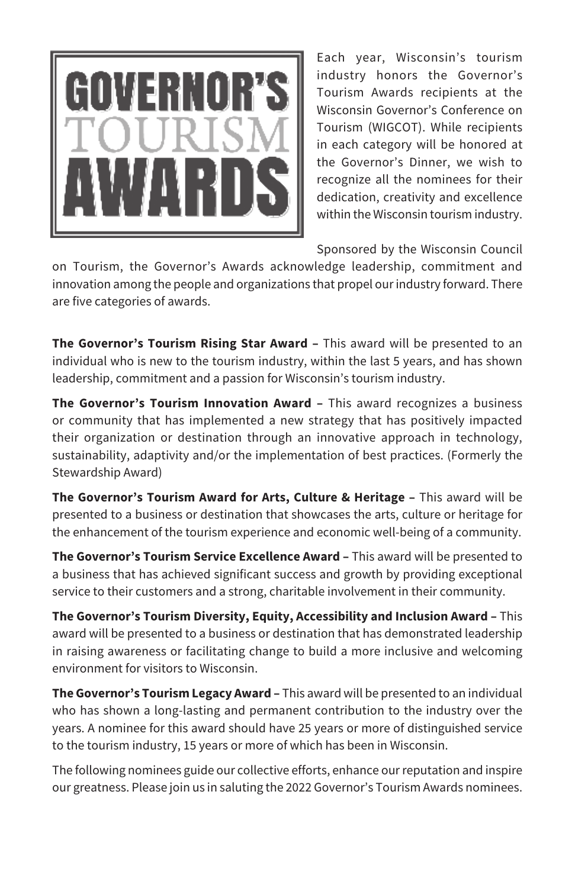# GOVERNOR'S TOURISM AWARDS

Each year, Wisconsin's tourism industry honors the Governor's Tourism Awards recipients at the Wisconsin Governor's Conference on Tourism (WIGCOT). While recipients in each category will be honored at the Governor's Dinner, we wish to recognize all the nominees for their dedication, creativity and excellence within the Wisconsin tourism industry.

Sponsored by the Wisconsin Council on Tourism, the Governor's Awards acknowledge leadership, commitment and innovation among the people and organizations that propel our industry forward. There are five categories of awards.

**The Governor's Tourism Rising Star Award –** This award will be presented to an individual who is new to the tourism industry, within the last 5 years, and has shown leadership, commitment and a passion for Wisconsin's tourism industry.

**The Governor's Tourism Innovation Award –** This award recognizes a business or community that has implemented a new strategy that has positively impacted their organization or destination through an innovative approach in technology, sustainability, adaptivity and/or the implementation of best practices. (Formerly the Stewardship Award)

**The Governor's Tourism Award for Arts, Culture & Heritage –** This award will be presented to a business or destination that showcases the arts, culture or heritage for the enhancement of the tourism experience and economic well-being of a community.

**The Governor's Tourism Service Excellence Award –** This award will be presented to a business that has achieved significant success and growth by providing exceptional service to their customers and a strong, charitable involvement in their community.

**The Governor's Tourism Diversity, Equity, Accessibility and Inclusion Award –** This award will be presented to a business or destination that has demonstrated leadership in raising awareness or facilitating change to build a more inclusive and welcoming environment for visitors to Wisconsin.

**The Governor's Tourism Legacy Award –** This award will be presented to an individual who has shown a long-lasting and permanent contribution to the industry over the years. A nominee for this award should have 25 years or more of distinguished service to the tourism industry, 15 years or more of which has been in Wisconsin.

The following nominees guide our collective efforts, enhance our reputation and inspire our greatness. Please join us in saluting the 2022 Governor's Tourism Awards nominees.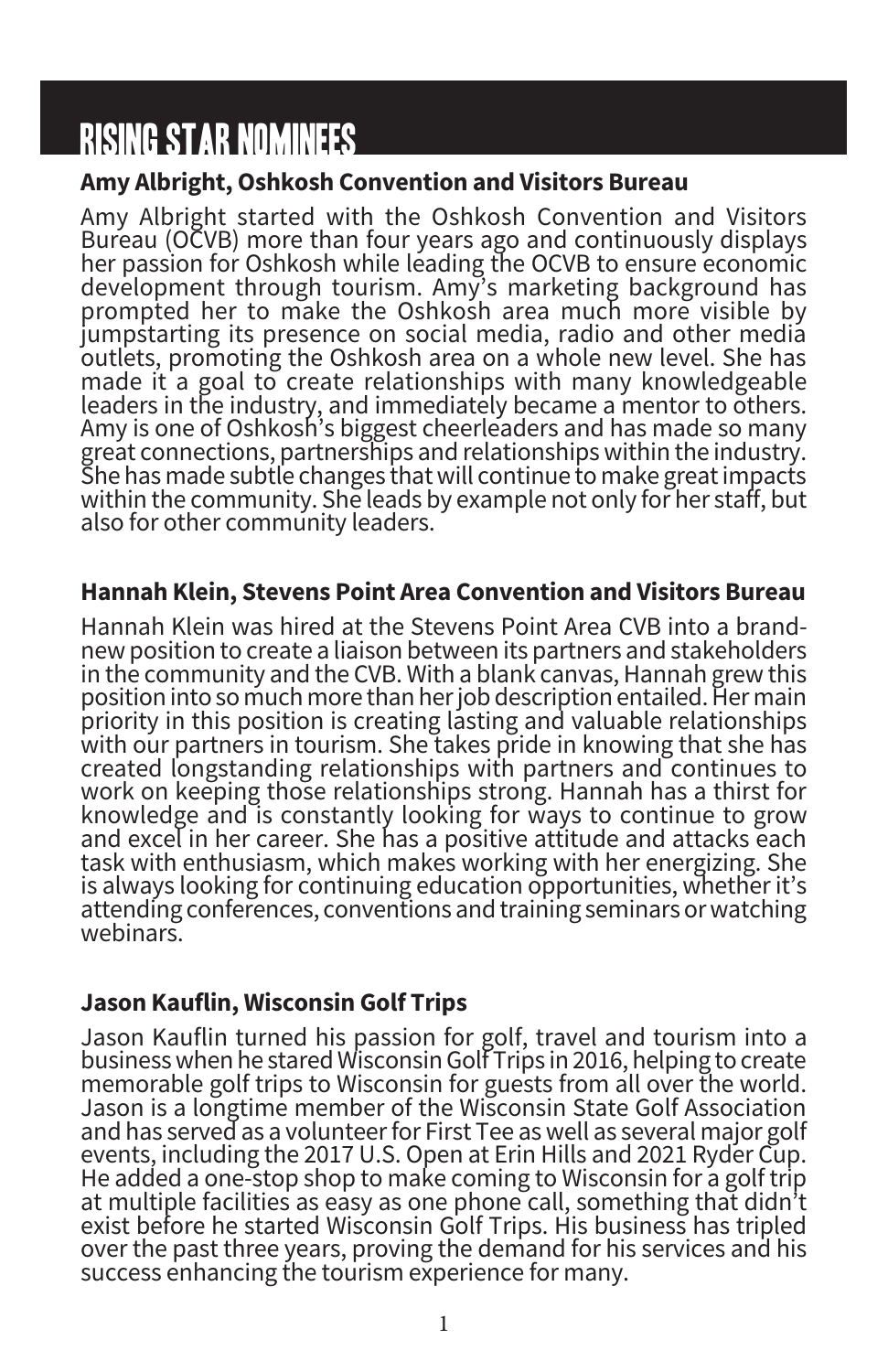# RISING STAR NOMINEES

### Amy Albright, Oshkosh Convention and Visitors Bureau

Amy Albright started with the Oshkosh Convention and Visitors Bureau (OCVB) more than four years ago and continuously displays her passion for Oshkosh while leading the OCVB to ensure economic development through tourism. Amy's marketing background has prompted her to make the Oshkosh area much more visible by jumpstarting its presence on social media, radio and other media outlets, promoting the Oshkosh area on a whole new level. She has made it a goal to create relationships with many knowledgeable leaders in the industry, and immediately became a mentor to others. Amy is one of Oshkosh's biggest cheerleaders and has made so many great connections, partnerships and relationships within the industry. She has made subtle changes that will continue to make great impacts within the community. She leads by example not only for her staff, but also for other community leaders.

### Hannah Klein, Stevens Point Area Convention and Visitors Bureau

Hannah Klein was hired at the Stevens Point Area CVB into a brand-new position to create a liaison between its partners and stakeholders in the community and the CVB. With a blank canvas, Hannah grew this position into so much more than her job description entailed. Her main priority in this position is creating lasting and valuable relationships with our partners in tourism. She takes pride in knowing that she has created longstanding relationships with partners and continues to work on keeping those relationships strong. Hannah has a thirst for knowledge and is constantly looking for ways to continue to grow and excel in her career. She has a positive attitude and attacks each task with enthusiasm, which makes working with her energizing. She is always looking for continuing education opportunities, whether it's attending conferences, conventions and training seminars or watching webinars.

### Jason Kauflin, Wisconsin Golf Trips

Jason Kauflin turned his passion for golf, travel and tourism into a business when he stared Wisconsin Golf Trips in 2016, helping to create memorable golf trips to Wisconsin for guests from all over the world. Jason is a longtime member of the Wisconsin State Golf Association and has served as a volunteer for First Tee as well as several major golf events, including the 2017 U.S. Open at Erin Hills and 2021 Ryder Cup. He added a one-stop shop to make coming to Wisconsin for a golf trip at multiple facilities as easy as one phone call, something that didn't exist before he started Wisconsin Golf Trips. His business has tripled over the past three years, proving the demand for his services and his success enhancing the tourism experience for many.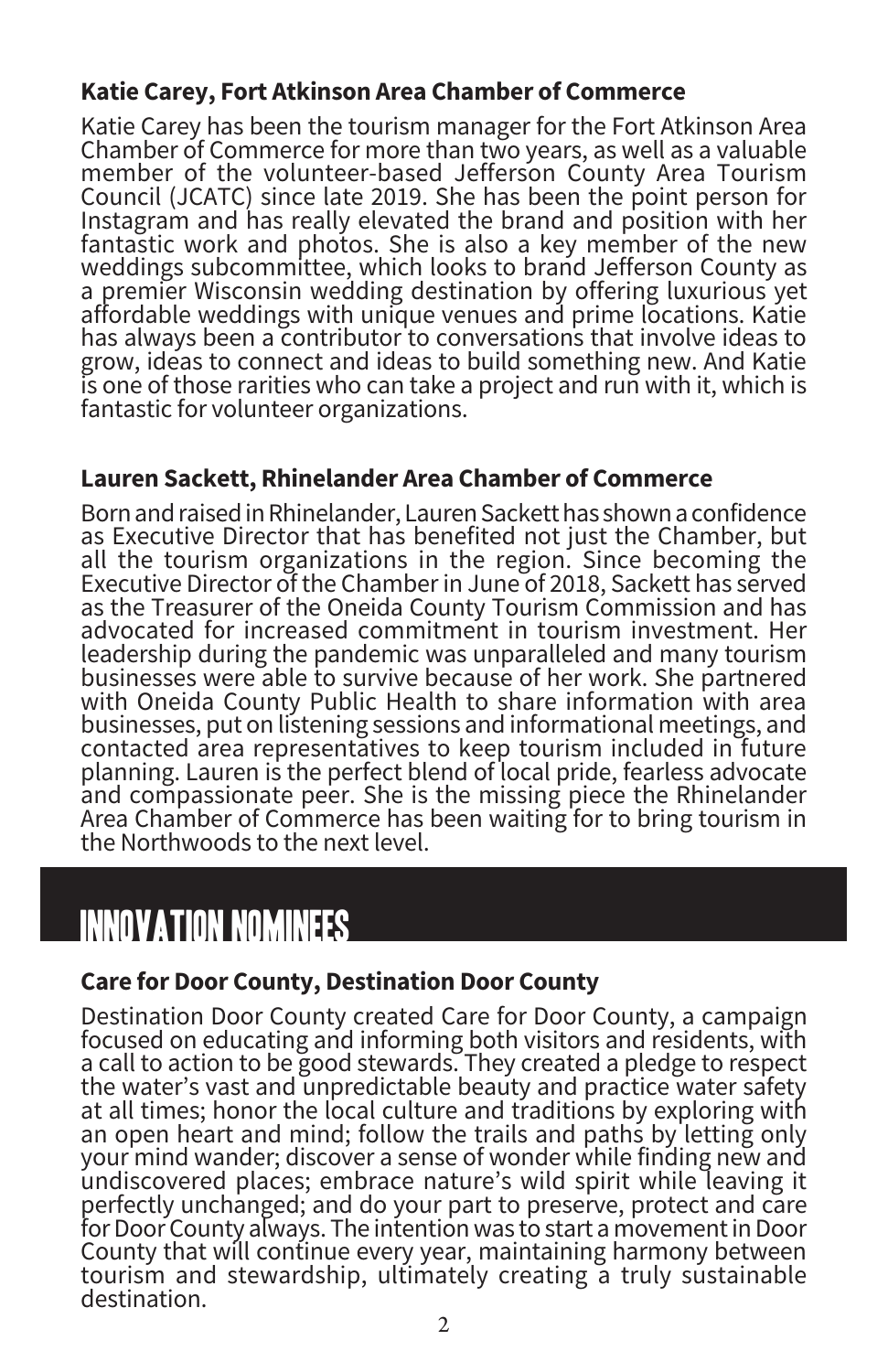### Katie Carey, Fort Atkinson Area Chamber of Commerce

Katie Carey has been the tourism manager for the Fort Atkinson Area Chamber of Commerce for more than two years, as well as a valuable member of the volunteer-based Jefferson County Area Tourism Council (JCATC) since late 2019. She has been the point person for Instagram and has really elevated the brand and position with her fantastic work and photos. She is also a key member of the new weddings subcommittee, which looks to brand Jefferson County as a premier Wisconsin wedding destination by offering luxurious yet affordable weddings with unique venues and prime locations. Katie has always been a contributor to conversations that involve ideas to grow, ideas to connect and ideas to build something new. And Katie is one of those rarities who can take a project and run with it, which is fantastic for volunteer organizations.

### Lauren Sackett, Rhinelander Area Chamber of Commerce

Born and raised in Rhinelander, Lauren Sackett has shown a confidence as Executive Director that has benefited not just the Chamber, but all the tourism organizations in the region. Since becoming the Executive Director of the Chamber in June of 2018, Sackett has served as the Treasurer of the Oneida County Tourism Commission and has advocated for increased commitment in tourism investment. Her leadership during the pandemic was unparalleled and many tourism businesses were able to survive because of her work. She partnered with Oneida County Public Health to share information with area businesses, put on listening sessions and informational meetings, and contacted area representatives to keep tourism included in future planning. Lauren is the perfect blend of local pride, fearless advocate and compassionate peer. She is the missing piece the Rhinelander Area Chamber of Commerce has been waiting for to bring tourism in the Northwoods to the next level.

## INNOVATION NOMINEES

### Care for Door County, Destination Door County

Destination Door County created Care for Door County, a campaign focused on educating and informing both visitors and residents, with a call to action to be good stewards. They created a pledge to respect the water's vast and unpredictable beauty and practice water safety at all times; honor the local culture and traditions by exploring with an open heart and mind; follow the trails and paths by letting only your mind wander; discover a sense of wonder while finding new and undiscovered places; embrace nature's wild spirit while leaving it perfectly unchanged; and do your part to preserve, protect and care for Door County always. The intention was to start a movement in Door County that will continue every year, maintaining harmony between tourism and stewardship, ultimately creating a truly sustainable destination.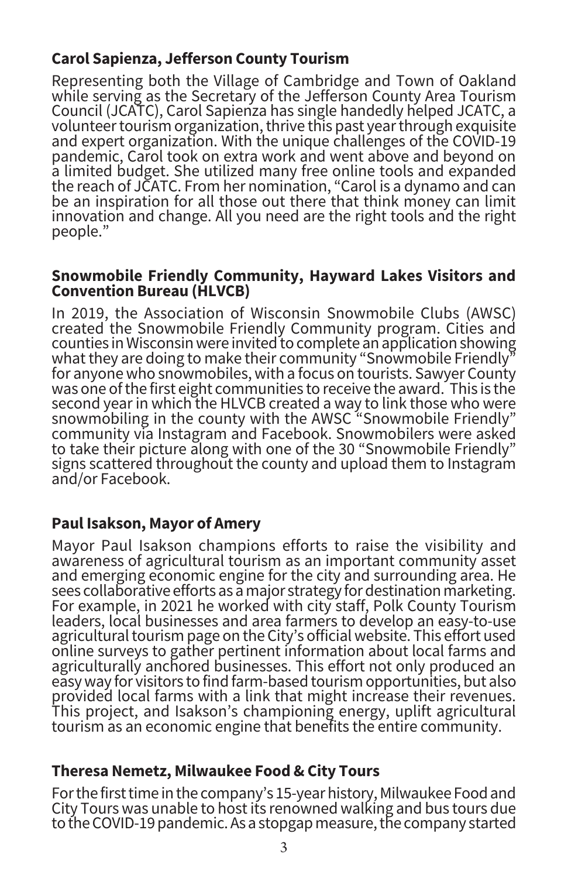### Carol Sapienza, Jefferson County Tourism

Representing both the Village of Cambridge and Town of Oakland while serving as the Secretary of the Jefferson County Area Tourism Council (JCATC), Carol Sapienza has single handedly helped JCATC, a volunteer tourism organization, thrive this past year through exquisite and expert organization. With the unique challenges of the COVID-19 pandemic, Carol took on extra work and went above and beyond on a limited budget. She utilized many free online tools and expanded the reach of JCATC. From her nomination, "Carol is a dynamo and can be an inspiration for all those out there that think money can limit innovation and change. All you need are the right tools and the right people."

### Snowmobile Friendly Community, Hayward Lakes Visitors and Convention Bureau (HLVCB)

In 2019, the Association of Wisconsin Snowmobile Clubs (AWSC) created the Snowmobile Friendly Community program. Cities and counties in Wisconsin were invited to complete an application showing what they are doing to make their community "Snowmobile Friendly" for anyone who snowmobiles, with a focus on tourists. Sawyer County was one of the first eight communities to receive the award. This is the second year in which the HLVCB created a way to link those who were snowmobiling in the county with the AWSC "Snowmobile Friendly" community via Instagram and Facebook. Snowmobilers were asked to take their picture along with one of the 30 "Snowmobile Friendly" signs scattered throughout the county and upload them to Instagram and/or Facebook.

### Paul Isakson, Mayor of Amery

Mayor Paul Isakson champions efforts to raise the visibility and awareness of agricultural tourism as an important community asset and emerging economic engine for the city and surrounding area. He sees collaborative efforts as a major strategy for destination marketing. For example, in 2021 he worked with city staff, Polk County Tourism leaders, local businesses and area farmers to develop an easy-to-use agricultural tourism page on the City's official website. This effort used online surveys to gather pertinent information about local farms and agriculturally anchored businesses. This effort not only produced an easy way for visitors to find farm-based tourism opportunities, but also provided local farms with a link that might increase their revenues. This project, and Isakson's championing energy, uplift agricultural tourism as an economic engine that benefits the entire community.

### Theresa Nemetz, Milwaukee Food & City Tours

For the first time in the company's 15-year history, Milwaukee Food and City Tours was unable to host its renowned walking and bus tours due to the COVID-19 pandemic. As a stopgap measure, the company started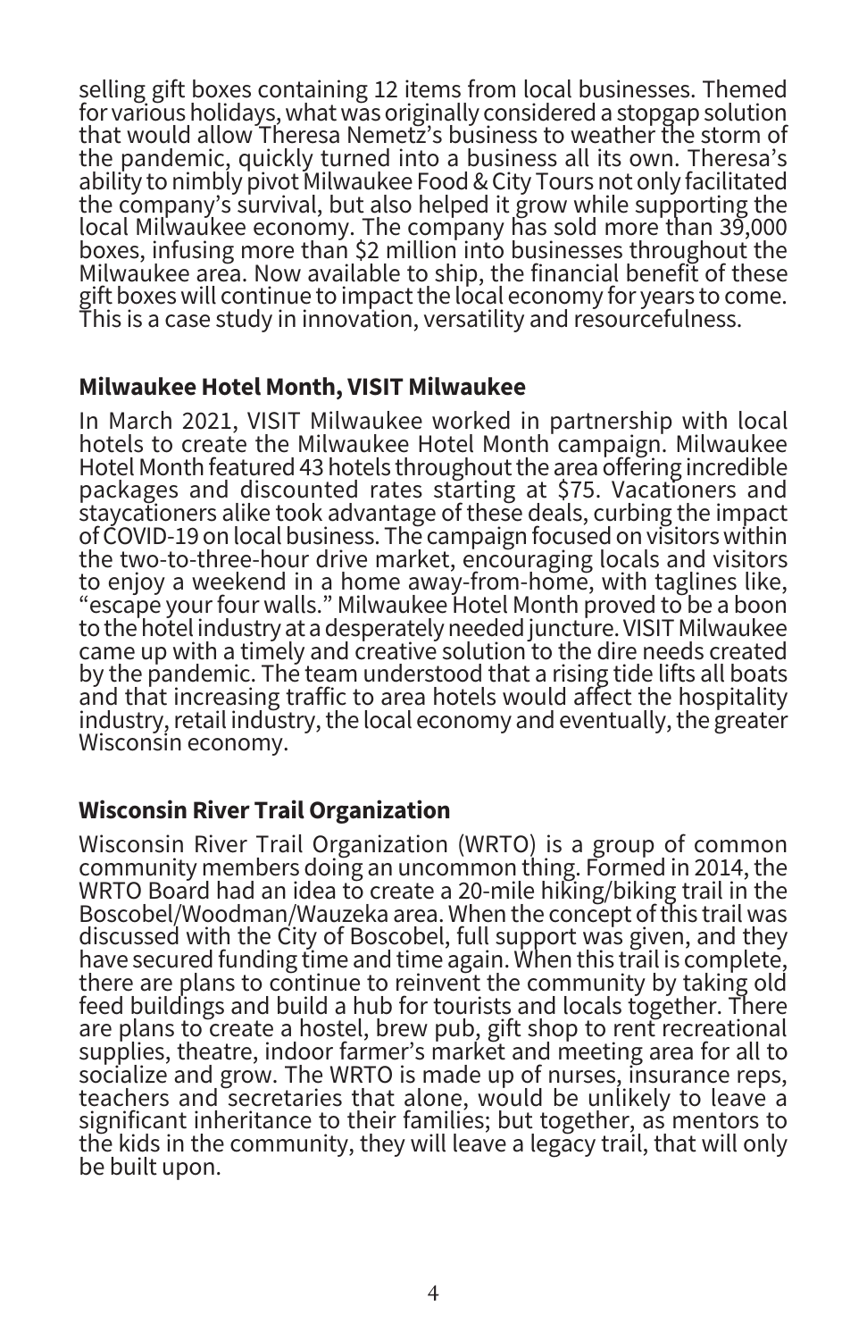selling gift boxes containing 12 items from local businesses. Themed for various holidays, what was originally considered a stopgap solution that would allow Theresa Nemetz's business to weather the storm of the pandemic, quickly turned into a business all its own. Theresa's ability to nimbly pivot Milwaukee Food & City Tours not only facilitated the company's survival, but also helped it grow while supporting the local Milwaukee economy. The company has sold more than 39,000 boxes, infusing more than $2 million into businesses throughout the Milwaukee area. Now available to ship, the financial benefit of these gift boxes will continue to impact the local economy for years to come. This is a case study in innovation, versatility and resourcefulness.

### Milwaukee Hotel Month, VISIT Milwaukee

In March 2021, VISIT Milwaukee worked in partnership with local hotels to create the Milwaukee Hotel Month campaign. Milwaukee Hotel Month featured 43 hotels throughout the area offering incredible packages and discounted rates starting at $75. Vacationers and staycationers alike took advantage of these deals, curbing the impact of COVID-19 on local business. The campaign focused on visitors within the two-to-three-hour drive market, encouraging locals and visitors to enjoy a weekend in a home away-from-home, with taglines like, "escape your four walls." Milwaukee Hotel Month proved to be a boon to the hotel industry at a desperately needed juncture. VISIT Milwaukee came up with a timely and creative solution to the dire needs created by the pandemic. The team understood that a rising tide lifts all boats and that increasing traffic to area hotels would affect the hospitality industry, retail industry, the local economy and eventually, the greater Wisconsin economy.

### Wisconsin River Trail Organization

Wisconsin River Trail Organization (WRTO) is a group of common community members doing an uncommon thing. Formed in 2014, the WRTO Board had an idea to create a 20-mile hiking/biking trail in the Boscobel/Woodman/Wauzeka area. When the concept of this trail was discussed with the City of Boscobel, full support was given, and they have secured funding time and time again. When this trail is complete, there are plans to continue to reinvent the community by taking old feed buildings and build a hub for tourists and locals together. There are plans to create a hostel, brew pub, gift shop to rent recreational supplies, theatre, indoor farmer's market and meeting area for all to socialize and grow. The WRTO is made up of nurses, insurance reps, teachers and secretaries that alone, would be unlikely to leave a significant inheritance to their families; but together, as mentors to the kids in the community, they will leave a legacy trail, that will only be built upon.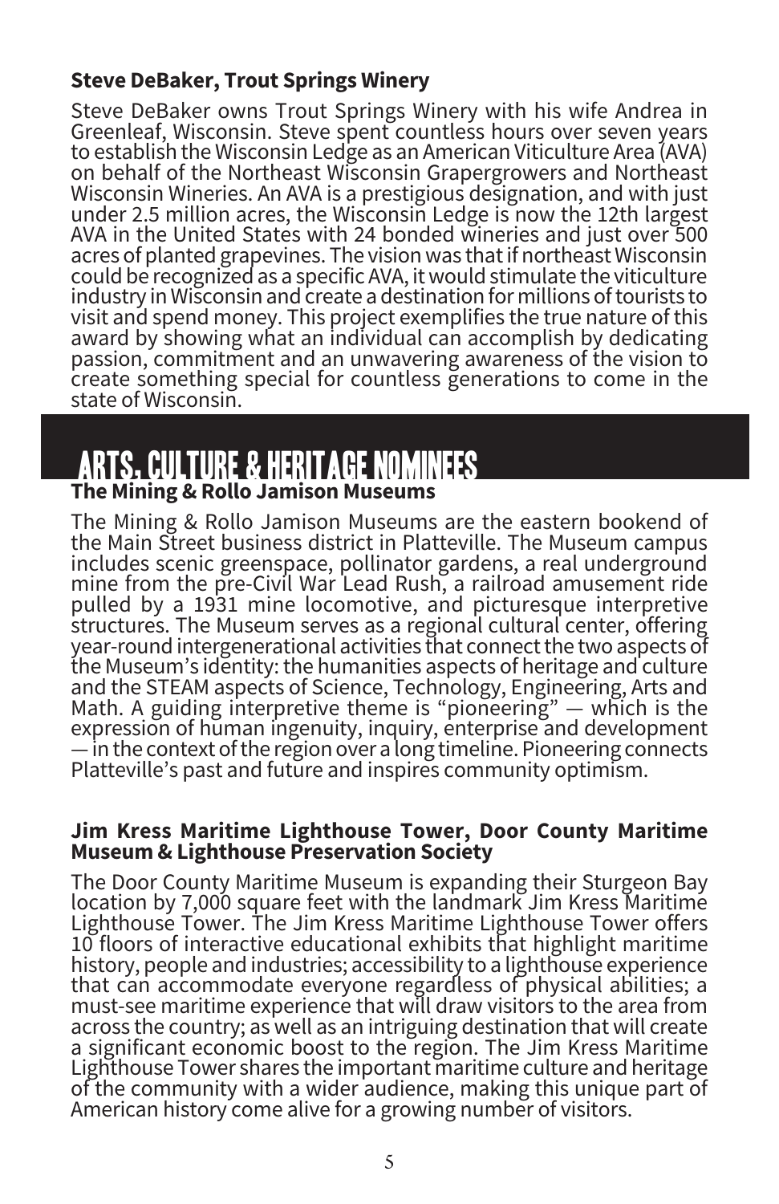### Steve DeBaker, Trout Springs Winery

Steve DeBaker owns Trout Springs Winery with his wife Andrea in Greenleaf, Wisconsin. Steve spent countless hours over seven years to establish the Wisconsin Ledge as an American Viticulture Area (AVA) on behalf of the Northeast Wisconsin Grapergrowers and Northeast Wisconsin Wineries. An AVA is a prestigious designation, and with just under 2.5 million acres, the Wisconsin Ledge is now the 12th largest AVA in the United States with 24 bonded wineries and just over 500 acres of planted grapevines. The vision was that if northeast Wisconsin could be recognized as a specific AVA, it would stimulate the viticulture industry in Wisconsin and create a destination for millions of tourists to visit and spend money. This project exemplifies the true nature of this award by showing what an individual can accomplish by dedicating passion, commitment and an unwavering awareness of the vision to create something special for countless generations to come in the state of Wisconsin.

## ARTS, CULTURE & HERITAGE NOMINEES

### The Mining & Rollo Jamison Museums

The Mining & Rollo Jamison Museums are the eastern bookend of the Main Street business district in Platteville. The Museum campus includes scenic greenspace, pollinator gardens, a real underground mine from the pre-Civil War Lead Rush, a railroad amusement ride pulled by a 1931 mine locomotive, and picturesque interpretive structures. The Museum serves as a regional cultural center, offering year-round intergenerational activities that connect the two aspects of the Museum's identity: the humanities aspects of heritage and culture and the STEAM aspects of Science, Technology, Engineering, Arts and Math. A guiding interpretive theme is "pioneering" — which is the expression of human ingenuity, inquiry, enterprise and development — in the context of the region over a long timeline. Pioneering connects Platteville's past and future and inspires community optimism.

### Jim Kress Maritime Lighthouse Tower, Door County Maritime Museum & Lighthouse Preservation Society

The Door County Maritime Museum is expanding their Sturgeon Bay location by 7,000 square feet with the landmark Jim Kress Maritime Lighthouse Tower. The Jim Kress Maritime Lighthouse Tower offers 10 floors of interactive educational exhibits that highlight maritime history, people and industries; accessibility to a lighthouse experience that can accommodate everyone regardless of physical abilities; a must-see maritime experience that will draw visitors to the area from across the country; as well as an intriguing destination that will create a significant economic boost to the region. The Jim Kress Maritime Lighthouse Tower shares the important maritime culture and heritage of the community with a wider audience, making this unique part of American history come alive for a growing number of visitors.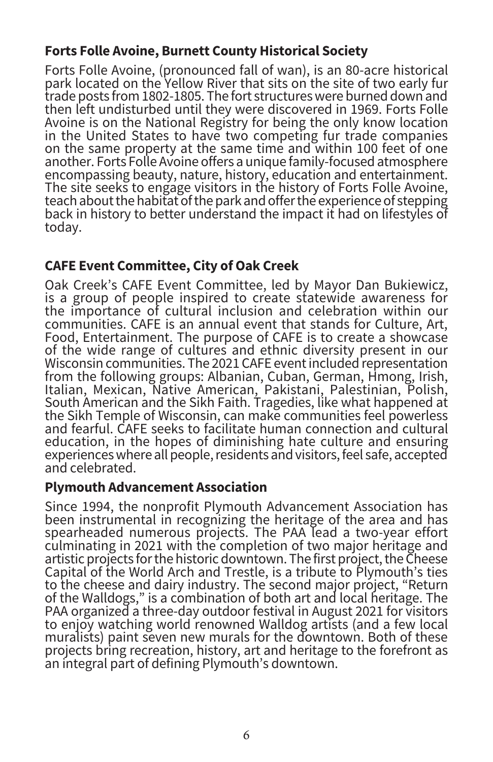### Forts Folle Avoine, Burnett County Historical Society

Forts Folle Avoine, (pronounced fall of wan), is an 80-acre historical park located on the Yellow River that sits on the site of two early fur trade posts from 1802-1805. The fort structures were burned down and then left undisturbed until they were discovered in 1969. Forts Folle Avoine is on the National Registry for being the only know location in the United States to have two competing fur trade companies on the same property at the same time and within 100 feet of one another. Forts Folle Avoine offers a unique family-focused atmosphere encompassing beauty, nature, history, education and entertainment. The site seeks to engage visitors in the history of Forts Folle Avoine, teach about the habitat of the park and offer the experience of stepping back in history to better understand the impact it had on lifestyles of today.

### CAFE Event Committee, City of Oak Creek

Oak Creek's CAFE Event Committee, led by Mayor Dan Bukiewicz, is a group of people inspired to create statewide awareness for the importance of cultural inclusion and celebration within our communities. CAFE is an annual event that stands for Culture, Art, Food, Entertainment. The purpose of CAFE is to create a showcase of the wide range of cultures and ethnic diversity present in our Wisconsin communities. The 2021 CAFE event included representation from the following groups: Albanian, Cuban, German, Hmong, Irish, Italian, Mexican, Native American, Pakistani, Palestinian, Polish, South American and the Sikh Faith. Tragedies, like what happened at the Sikh Temple of Wisconsin, can make communities feel powerless and fearful. CAFE seeks to facilitate human connection and cultural education, in the hopes of diminishing hate culture and ensuring experiences where all people, residents and visitors, feel safe, accepted and celebrated.

### Plymouth Advancement Association

Since 1994, the nonprofit Plymouth Advancement Association has been instrumental in recognizing the heritage of the area and has spearheaded numerous projects. The PAA lead a two-year effort culminating in 2021 with the completion of two major heritage and artistic projects for the historic downtown. The first project, the Cheese Capital of the World Arch and Trestle, is a tribute to Plymouth's ties to the cheese and dairy industry. The second major project, "Return of the Walldogs," is a combination of both art and local heritage. The PAA organized a three-day outdoor festival in August 2021 for visitors to enjoy watching world renowned Walldog artists (and a few local muralists) paint seven new murals for the downtown. Both of these projects bring recreation, history, art and heritage to the forefront as an integral part of defining Plymouth's downtown.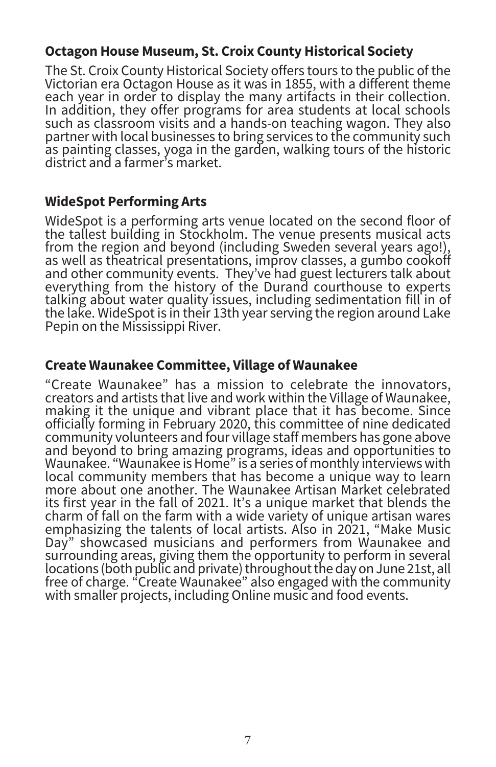**Octagon House Museum, St. Croix County Historical Society**

The St. Croix County Historical Society offers tours to the public of the Victorian era Octagon House as it was in 1855, with a different theme each year in order to display the many artifacts in their collection. In addition, they offer programs for area students at local schools such as classroom visits and a hands-on teaching wagon. They also partner with local businesses to bring services to the community such as painting classes, yoga in the garden, walking tours of the historic district and a farmer's market.

**WideSpot Performing Arts**

WideSpot is a performing arts venue located on the second floor of the tallest building in Stockholm. The venue presents musical acts from the region and beyond (including Sweden several years ago!), as well as theatrical presentations, improv classes, a gumbo cookoff and other community events. They've had guest lecturers talk about everything from the history of the Durand courthouse to experts talking about water quality issues, including sedimentation fill in of the lake. WideSpot is in their 13th year serving the region around Lake Pepin on the Mississippi River.

**Create Waunakee Committee, Village of Waunakee**

"Create Waunakee" has a mission to celebrate the innovators, creators and artists that live and work within the Village of Waunakee, making it the unique and vibrant place that it has become. Since officially forming in February 2020, this committee of nine dedicated community volunteers and four village staff members has gone above and beyond to bring amazing programs, ideas and opportunities to Waunakee. "Waunakee is Home" is a series of monthly interviews with local community members that has become a unique way to learn more about one another. The Waunakee Artisan Market celebrated its first year in the fall of 2021. It's a unique market that blends the charm of fall on the farm with a wide variety of unique artisan wares emphasizing the talents of local artists. Also in 2021, "Make Music Day" showcased musicians and performers from Waunakee and surrounding areas, giving them the opportunity to perform in several locations (both public and private) throughout the day on June 21st, all free of charge. "Create Waunakee" also engaged with the community with smaller projects, including Online music and food events.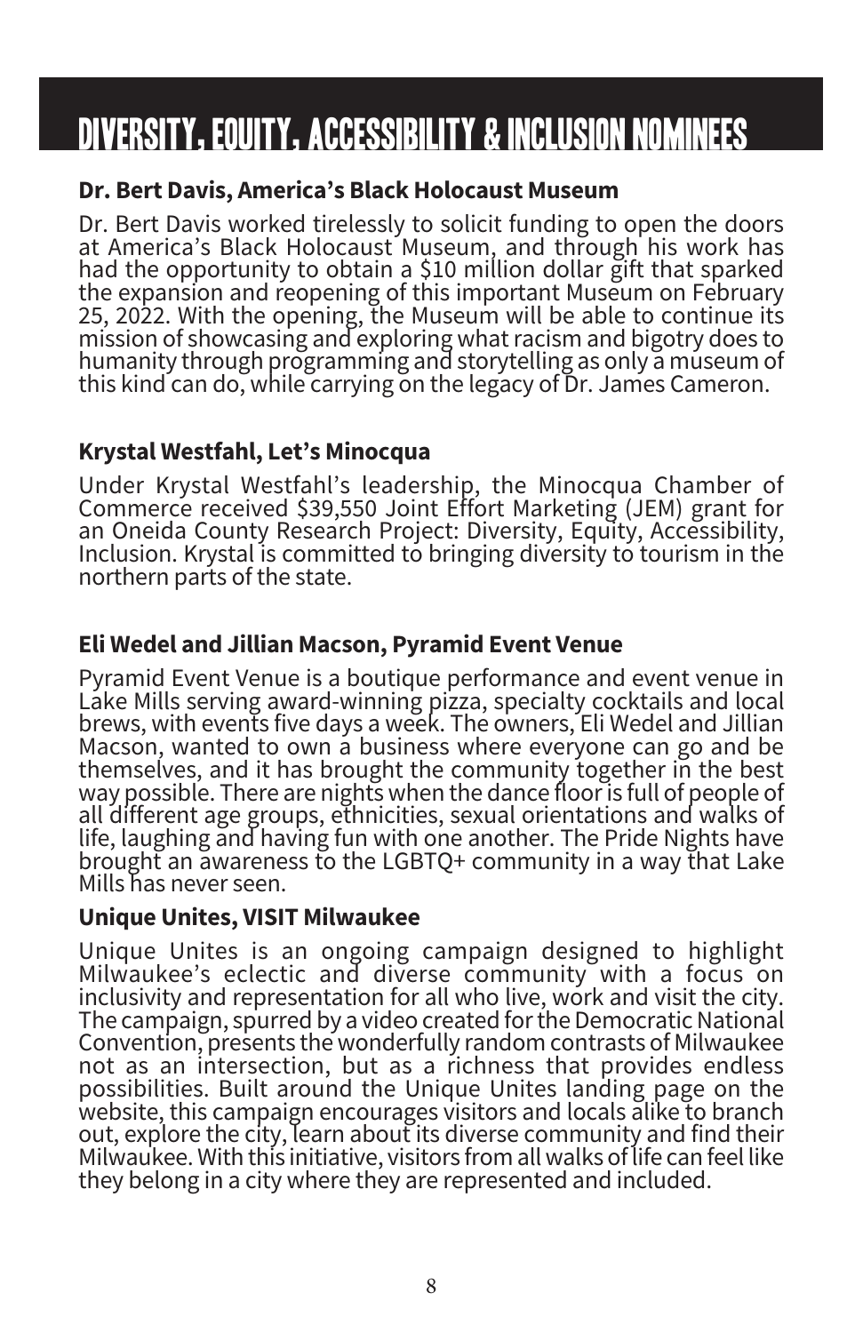# DIVERSITY, EQUITY, ACCESSIBILITY & INCLUSION NOMINEES

**Dr. Bert Davis, America's Black Holocaust Museum**

Dr. Bert Davis worked tirelessly to solicit funding to open the doors at America's Black Holocaust Museum, and through his work has had the opportunity to obtain a $10 million dollar gift that sparked the expansion and reopening of this important Museum on February 25, 2022. With the opening, the Museum will be able to continue its mission of showcasing and exploring what racism and bigotry does to humanity through programming and storytelling as only a museum of this kind can do, while carrying on the legacy of Dr. James Cameron.

**Krystal Westfahl, Let's Minocqua**

Under Krystal Westfahl's leadership, the Minocqua Chamber of Commerce received $39,550 Joint Effort Marketing (JEM) grant for an Oneida County Research Project: Diversity, Equity, Accessibility, Inclusion. Krystal is committed to bringing diversity to tourism in the northern parts of the state.

**Eli Wedel and Jillian Macson, Pyramid Event Venue**

Pyramid Event Venue is a boutique performance and event venue in Lake Mills serving award-winning pizza, specialty cocktails and local brews, with events five days a week. The owners, Eli Wedel and Jillian Macson, wanted to own a business where everyone can go and be themselves, and it has brought the community together in the best way possible. There are nights when the dance floor is full of people of all different age groups, ethnicities, sexual orientations and walks of life, laughing and having fun with one another. The Pride Nights have brought an awareness to the LGBTQ+ community in a way that Lake Mills has never seen.

**Unique Unites, VISIT Milwaukee**

Unique Unites is an ongoing campaign designed to highlight Milwaukee's eclectic and diverse community with a focus on inclusivity and representation for all who live, work and visit the city. The campaign, spurred by a video created for the Democratic National Convention, presents the wonderfully random contrasts of Milwaukee not as an intersection, but as a richness that provides endless possibilities. Built around the Unique Unites landing page on the website, this campaign encourages visitors and locals alike to branch out, explore the city, learn about its diverse community and find their Milwaukee. With this initiative, visitors from all walks of life can feel like they belong in a city where they are represented and included.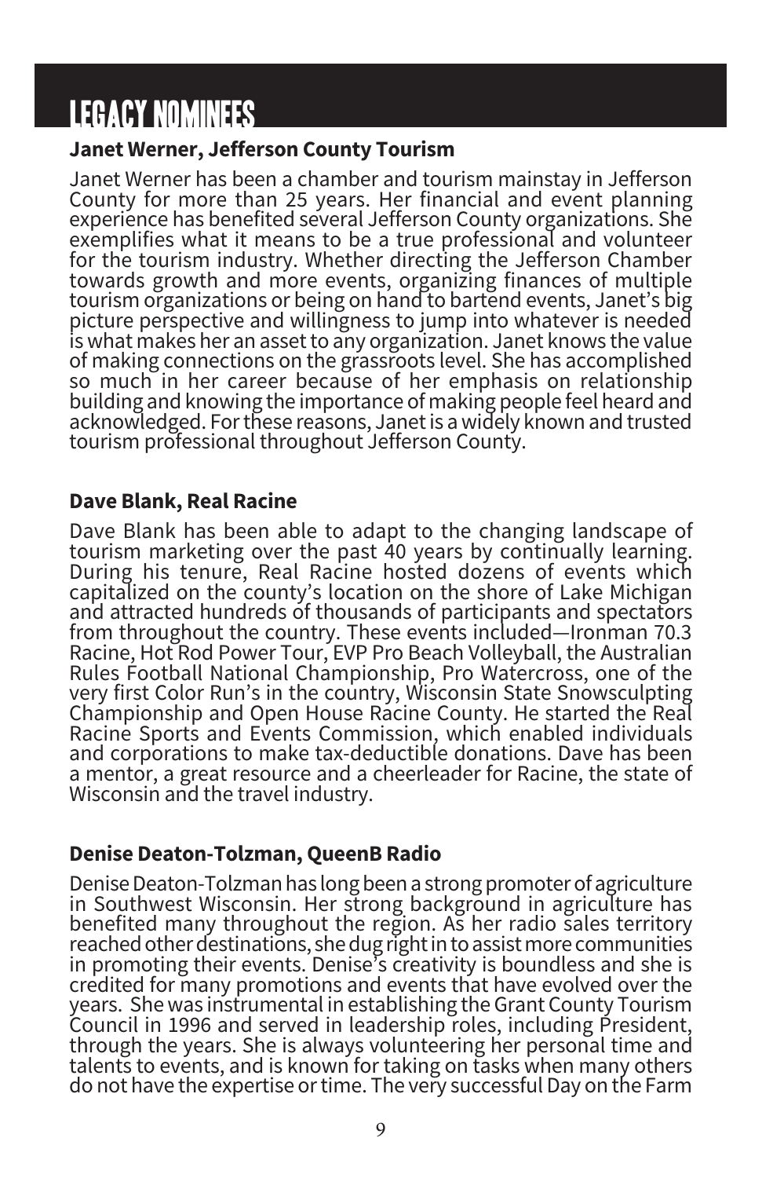# LEGACY NOMINEES

**Janet Werner, Jefferson County Tourism**

Janet Werner has been a chamber and tourism mainstay in Jefferson County for more than 25 years. Her financial and event planning experience has benefited several Jefferson County organizations. She exemplifies what it means to be a true professional and volunteer for the tourism industry. Whether directing the Jefferson Chamber towards growth and more events, organizing finances of multiple tourism organizations or being on hand to bartend events, Janet's big picture perspective and willingness to jump into whatever is needed is what makes her an asset to any organization. Janet knows the value of making connections on the grassroots level. She has accomplished so much in her career because of her emphasis on relationship building and knowing the importance of making people feel heard and acknowledged. For these reasons, Janet is a widely known and trusted tourism professional throughout Jefferson County.

**Dave Blank, Real Racine**

Dave Blank has been able to adapt to the changing landscape of tourism marketing over the past 40 years by continually learning. During his tenure, Real Racine hosted dozens of events which capitalized on the county's location on the shore of Lake Michigan and attracted hundreds of thousands of participants and spectators from throughout the country. These events included—Ironman 70.3 Racine, Hot Rod Power Tour, EVP Pro Beach Volleyball, the Australian Rules Football National Championship, Pro Watercross, one of the very first Color Run's in the country, Wisconsin State Snowsculpting Championship and Open House Racine County. He started the Real Racine Sports and Events Commission, which enabled individuals and corporations to make tax-deductible donations. Dave has been a mentor, a great resource and a cheerleader for Racine, the state of Wisconsin and the travel industry.

**Denise Deaton-Tolzman, QueenB Radio**

Denise Deaton-Tolzman has long been a strong promoter of agriculture in Southwest Wisconsin. Her strong background in agriculture has benefited many throughout the region. As her radio sales territory reached other destinations, she dug right in to assist more communities in promoting their events. Denise's creativity is boundless and she is credited for many promotions and events that have evolved over the years. She was instrumental in establishing the Grant County Tourism Council in 1996 and served in leadership roles, including President, through the years. She is always volunteering her personal time and talents to events, and is known for taking on tasks when many others do not have the expertise or time. The very successful Day on the Farm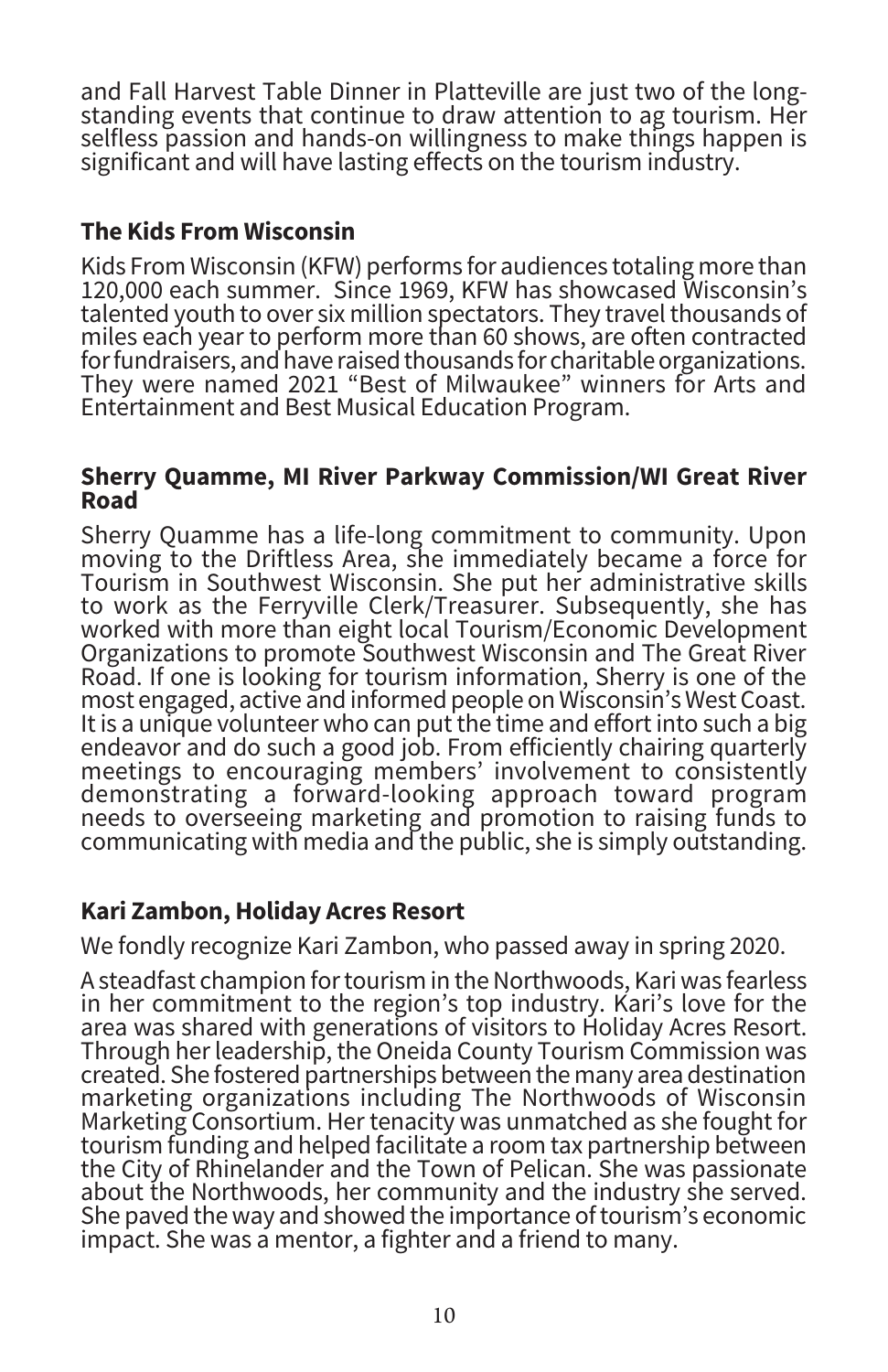and Fall Harvest Table Dinner in Platteville are just two of the long-standing events that continue to draw attention to ag tourism. Her selfless passion and hands-on willingness to make things happen is significant and will have lasting effects on the tourism industry.

### The Kids From Wisconsin

Kids From Wisconsin (KFW) performs for audiences totaling more than 120,000 each summer.  Since 1969, KFW has showcased Wisconsin's talented youth to over six million spectators. They travel thousands of miles each year to perform more than 60 shows, are often contracted for fundraisers, and have raised thousands for charitable organizations. They were named 2021 "Best of Milwaukee" winners for Arts and Entertainment and Best Musical Education Program.

### Sherry Quamme, MI River Parkway Commission/WI Great River Road

Sherry Quamme has a life-long commitment to community. Upon moving to the Driftless Area, she immediately became a force for Tourism in Southwest Wisconsin. She put her administrative skills to work as the Ferryville Clerk/Treasurer. Subsequently, she has worked with more than eight local Tourism/Economic Development Organizations to promote Southwest Wisconsin and The Great River Road. If one is looking for tourism information, Sherry is one of the most engaged, active and informed people on Wisconsin's West Coast. It is a unique volunteer who can put the time and effort into such a big endeavor and do such a good job. From efficiently chairing quarterly meetings to encouraging members' involvement to consistently demonstrating a forward-looking approach toward program needs to overseeing marketing and promotion to raising funds to communicating with media and the public, she is simply outstanding.

### Kari Zambon, Holiday Acres Resort

We fondly recognize Kari Zambon, who passed away in spring 2020.

A steadfast champion for tourism in the Northwoods, Kari was fearless in her commitment to the region's top industry. Kari's love for the area was shared with generations of visitors to Holiday Acres Resort. Through her leadership, the Oneida County Tourism Commission was created. She fostered partnerships between the many area destination marketing organizations including The Northwoods of Wisconsin Marketing Consortium. Her tenacity was unmatched as she fought for tourism funding and helped facilitate a room tax partnership between the City of Rhinelander and the Town of Pelican. She was passionate about the Northwoods, her community and the industry she served. She paved the way and showed the importance of tourism's economic impact. She was a mentor, a fighter and a friend to many.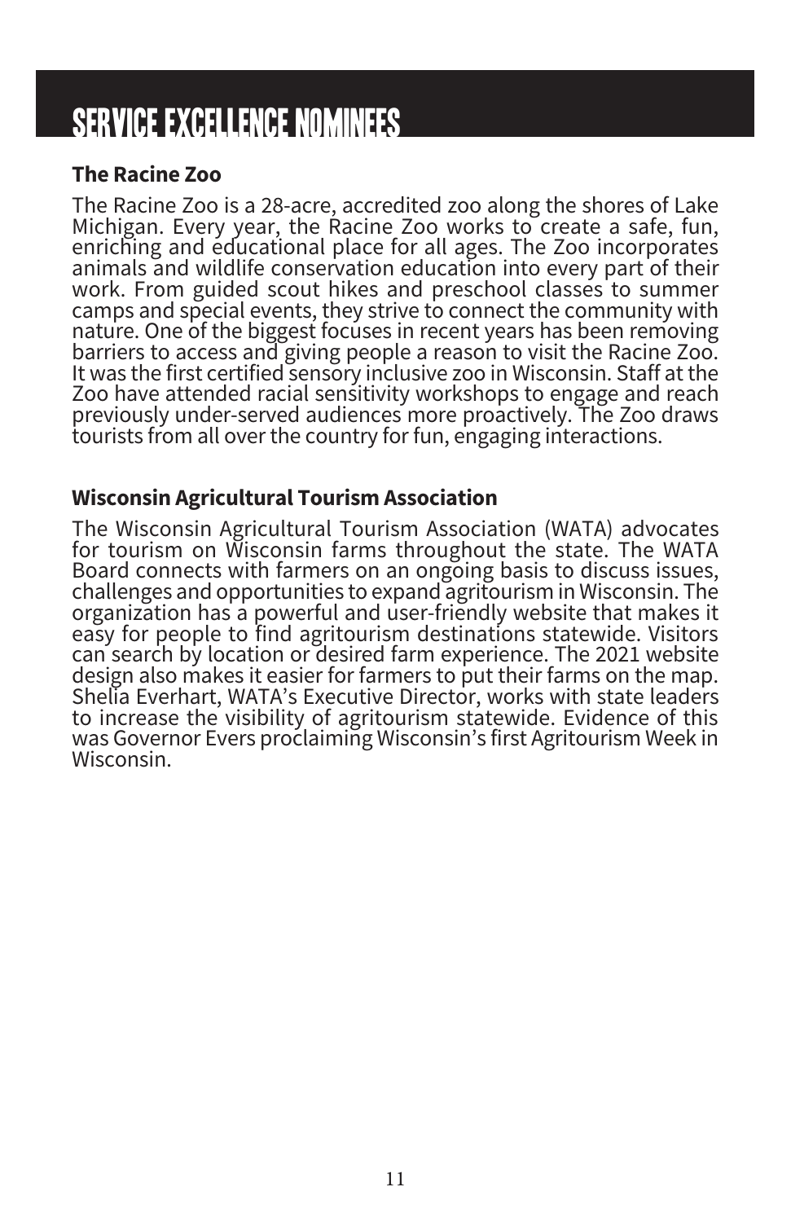# SERVICE EXCELLENCE NOMINEES

### The Racine Zoo

The Racine Zoo is a 28-acre, accredited zoo along the shores of Lake Michigan. Every year, the Racine Zoo works to create a safe, fun, enriching and educational place for all ages. The Zoo incorporates animals and wildlife conservation education into every part of their work. From guided scout hikes and preschool classes to summer camps and special events, they strive to connect the community with nature. One of the biggest focuses in recent years has been removing barriers to access and giving people a reason to visit the Racine Zoo. It was the first certified sensory inclusive zoo in Wisconsin. Staff at the Zoo have attended racial sensitivity workshops to engage and reach previously under-served audiences more proactively. The Zoo draws tourists from all over the country for fun, engaging interactions.

### Wisconsin Agricultural Tourism Association

The Wisconsin Agricultural Tourism Association (WATA) advocates for tourism on Wisconsin farms throughout the state. The WATA Board connects with farmers on an ongoing basis to discuss issues, challenges and opportunities to expand agritourism in Wisconsin. The organization has a powerful and user-friendly website that makes it easy for people to find agritourism destinations statewide. Visitors can search by location or desired farm experience. The 2021 website design also makes it easier for farmers to put their farms on the map. Shelia Everhart, WATA's Executive Director, works with state leaders to increase the visibility of agritourism statewide. Evidence of this was Governor Evers proclaiming Wisconsin's first Agritourism Week in Wisconsin.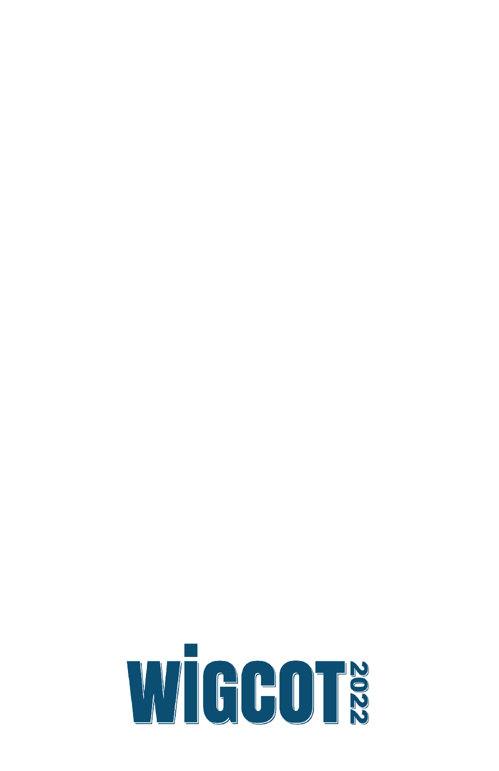WiGCOT 2022